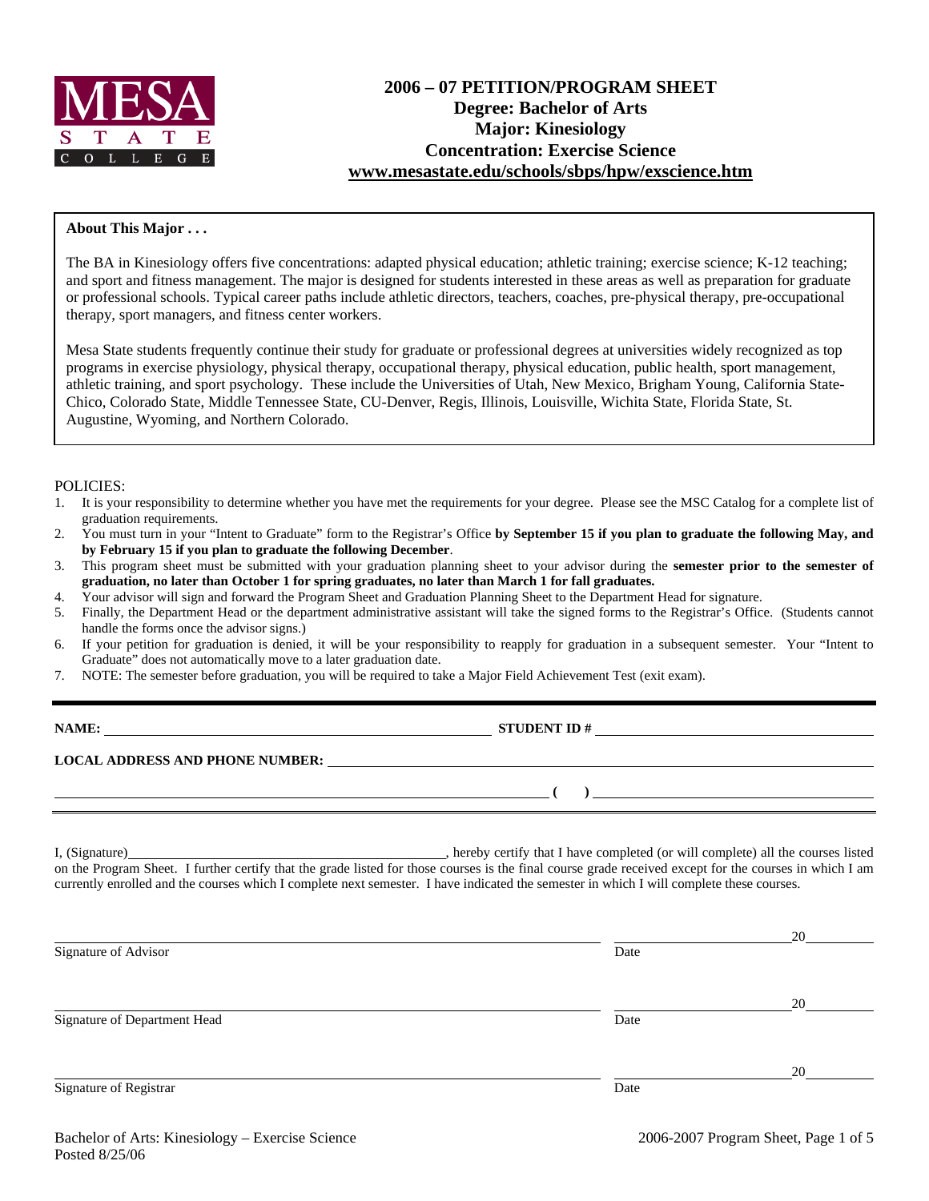MESA STATE COLLEGE

# 2006 – 07 PETITION/PROGRAM SHEET
## Degree: Bachelor of Arts
## Major: Kinesiology
## Concentration: Exercise Science
## www.mesastate.edu/schools/sbps/hpw/exscience.htm

**About This Major . . .**

The BA in Kinesiology offers five concentrations: adapted physical education; athletic training; exercise science; K-12 teaching; and sport and fitness management. The major is designed for students interested in these areas as well as preparation for graduate or professional schools. Typical career paths include athletic directors, teachers, coaches, pre-physical therapy, pre-occupational therapy, sport managers, and fitness center workers.

Mesa State students frequently continue their study for graduate or professional degrees at universities widely recognized as top programs in exercise physiology, physical therapy, occupational therapy, physical education, public health, sport management, athletic training, and sport psychology. These include the Universities of Utah, New Mexico, Brigham Young, California State-Chico, Colorado State, Middle Tennessee State, CU-Denver, Regis, Illinois, Louisville, Wichita State, Florida State, St. Augustine, Wyoming, and Northern Colorado.

POLICIES:

1. It is your responsibility to determine whether you have met the requirements for your degree. Please see the MSC Catalog for a complete list of graduation requirements.
2. You must turn in your "Intent to Graduate" form to the Registrar's Office **by September 15 if you plan to graduate the following May, and by February 15 if you plan to graduate the following December**.
3. This program sheet must be submitted with your graduation planning sheet to your advisor during the **semester prior to the semester of graduation, no later than October 1 for spring graduates, no later than March 1 for fall graduates.**
4. Your advisor will sign and forward the Program Sheet and Graduation Planning Sheet to the Department Head for signature.
5. Finally, the Department Head or the department administrative assistant will take the signed forms to the Registrar's Office. (Students cannot handle the forms once the advisor signs.)
6. If your petition for graduation is denied, it will be your responsibility to reapply for graduation in a subsequent semester. Your "Intent to Graduate" does not automatically move to a later graduation date.
7. NOTE: The semester before graduation, you will be required to take a Major Field Achievement Test (exit exam).

**NAME:** ______________________________ **STUDENT ID #** ______________________________

**LOCAL ADDRESS AND PHONE NUMBER:** ______________________________

______________________________ **( )** ______________________________

I, (Signature)______________________________, hereby certify that I have completed (or will complete) all the courses listed on the Program Sheet. I further certify that the grade listed for those courses is the final course grade received except for the courses in which I am currently enrolled and the courses which I complete next semester. I have indicated the semester in which I will complete these courses.

______________________________ ______________ 20______
Signature of Advisor Date

______________________________ ______________ 20______
Signature of Department Head Date

______________________________ ______________ 20______
Signature of Registrar Date

Bachelor of Arts: Kinesiology – Exercise Science
Posted 8/25/06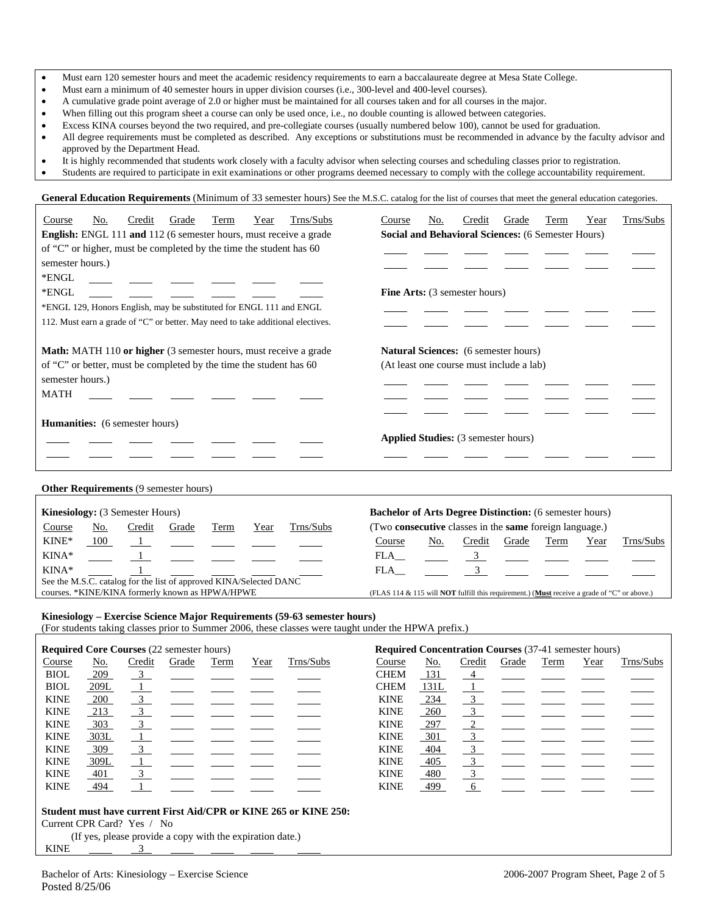- Must earn 120 semester hours and meet the academic residency requirements to earn a baccalaureate degree at Mesa State College.
- Must earn a minimum of 40 semester hours in upper division courses (i.e., 300-level and 400-level courses).
- A cumulative grade point average of 2.0 or higher must be maintained for all courses taken and for all courses in the major.
- When filling out this program sheet a course can only be used once, i.e., no double counting is allowed between categories.
- Excess KINA courses beyond the two required, and pre-collegiate courses (usually numbered below 100), cannot be used for graduation.
- All degree requirements must be completed as described. Any exceptions or substitutions must be recommended in advance by the faculty advisor and approved by the Department Head.
- It is highly recommended that students work closely with a faculty advisor when selecting courses and scheduling classes prior to registration.
- Students are required to participate in exit examinations or other programs deemed necessary to comply with the college accountability requirement.

**General Education Requirements** (Minimum of 33 semester hours) See the M.S.C. catalog for the list of courses that meet the general education categories.

**English:** ENGL 111 **and** 112 (6 semester hours, must receive a grade of "C" or higher, must be completed by the time the student has 60 semester hours.)

| Course | No. | Credit | Grade | Term | Year | Trns/Subs |
|---|---|---|---|---|---|---|
| *ENGL | | | | | | |
| *ENGL | | | | | | |

*ENGL 129, Honors English, may be substituted for ENGL 111 and ENGL 112. Must earn a grade of "C" or better. May need to take additional electives.

**Math:** MATH 110 **or higher** (3 semester hours, must receive a grade of "C" or better, must be completed by the time the student has 60 semester hours.)

| Course | No. | Credit | Grade | Term | Year | Trns/Subs |
|---|---|---|---|---|---|---|
| MATH | | | | | | |

**Humanities:** (6 semester hours)

| Course | No. | Credit | Grade | Term | Year | Trns/Subs |
|---|---|---|---|---|---|---|
| | | | | | | |
| | | | | | | |

**Social and Behavioral Sciences:** (6 Semester Hours)

| Course | No. | Credit | Grade | Term | Year | Trns/Subs |
|---|---|---|---|---|---|---|
| | | | | | | |
| | | | | | | |

**Fine Arts:** (3 semester hours)

| Course | No. | Credit | Grade | Term | Year | Trns/Subs |
|---|---|---|---|---|---|---|
| | | | | | | |
| | | | | | | |

**Natural Sciences:** (6 semester hours)
(At least one course must include a lab)

| Course | No. | Credit | Grade | Term | Year | Trns/Subs |
|---|---|---|---|---|---|---|
| | | | | | | |
| | | | | | | |
| | | | | | | |

**Applied Studies:** (3 semester hours)

| Course | No. | Credit | Grade | Term | Year | Trns/Subs |
|---|---|---|---|---|---|---|
| | | | | | | |

**Other Requirements** (9 semester hours)

**Kinesiology:** (3 Semester Hours)

| Course | No. | Credit | Grade | Term | Year | Trns/Subs |
|---|---|---|---|---|---|---|
| KINE* | 100 | 1 | | | | |
| KINA* | | 1 | | | | |
| KINA* | | 1 | | | | |

See the M.S.C. catalog for the list of approved KINA/Selected DANC courses. *KINE/KINA formerly known as HPWA/HPWE

**Bachelor of Arts Degree Distinction:** (6 semester hours)
(Two **consecutive** classes in the **same** foreign language.)

| Course | No. | Credit | Grade | Term | Year | Trns/Subs |
|---|---|---|---|---|---|---|
| FLA__ | | 3 | | | | |
| FLA__ | | 3 | | | | |

(FLAS 114 & 115 will **NOT** fulfill this requirement.) (**Must** receive a grade of "C" or above.)

**Kinesiology – Exercise Science Major Requirements (59-63 semester hours)**
(For students taking classes prior to Summer 2006, these classes were taught under the HPWA prefix.)

**Required Core Courses** (22 semester hours)

| Course | No. | Credit | Grade | Term | Year | Trns/Subs |
|---|---|---|---|---|---|---|
| BIOL | 209 | 3 | | | | |
| BIOL | 209L | 1 | | | | |
| KINE | 200 | 3 | | | | |
| KINE | 213 | 3 | | | | |
| KINE | 303 | 3 | | | | |
| KINE | 303L | 1 | | | | |
| KINE | 309 | 3 | | | | |
| KINE | 309L | 1 | | | | |
| KINE | 401 | 3 | | | | |
| KINE | 494 | 1 | | | | |

**Required Concentration Courses** (37-41 semester hours)

| Course | No. | Credit | Grade | Term | Year | Trns/Subs |
|---|---|---|---|---|---|---|
| CHEM | 131 | 4 | | | | |
| CHEM | 131L | 1 | | | | |
| KINE | 234 | 3 | | | | |
| KINE | 260 | 3 | | | | |
| KINE | 297 | 2 | | | | |
| KINE | 301 | 3 | | | | |
| KINE | 404 | 3 | | | | |
| KINE | 405 | 3 | | | | |
| KINE | 480 | 3 | | | | |
| KINE | 499 | 6 | | | | |

**Student must have current First Aid/CPR or KINE 265 or KINE 250:**

Current CPR Card? Yes / No

(If yes, please provide a copy with the expiration date.)

| Course | No. | Credit | Grade | Term | Year | Trns/Subs |
|---|---|---|---|---|---|---|
| KINE | | 3 | | | | |

Bachelor of Arts: Kinesiology – Exercise Science
Posted 8/25/06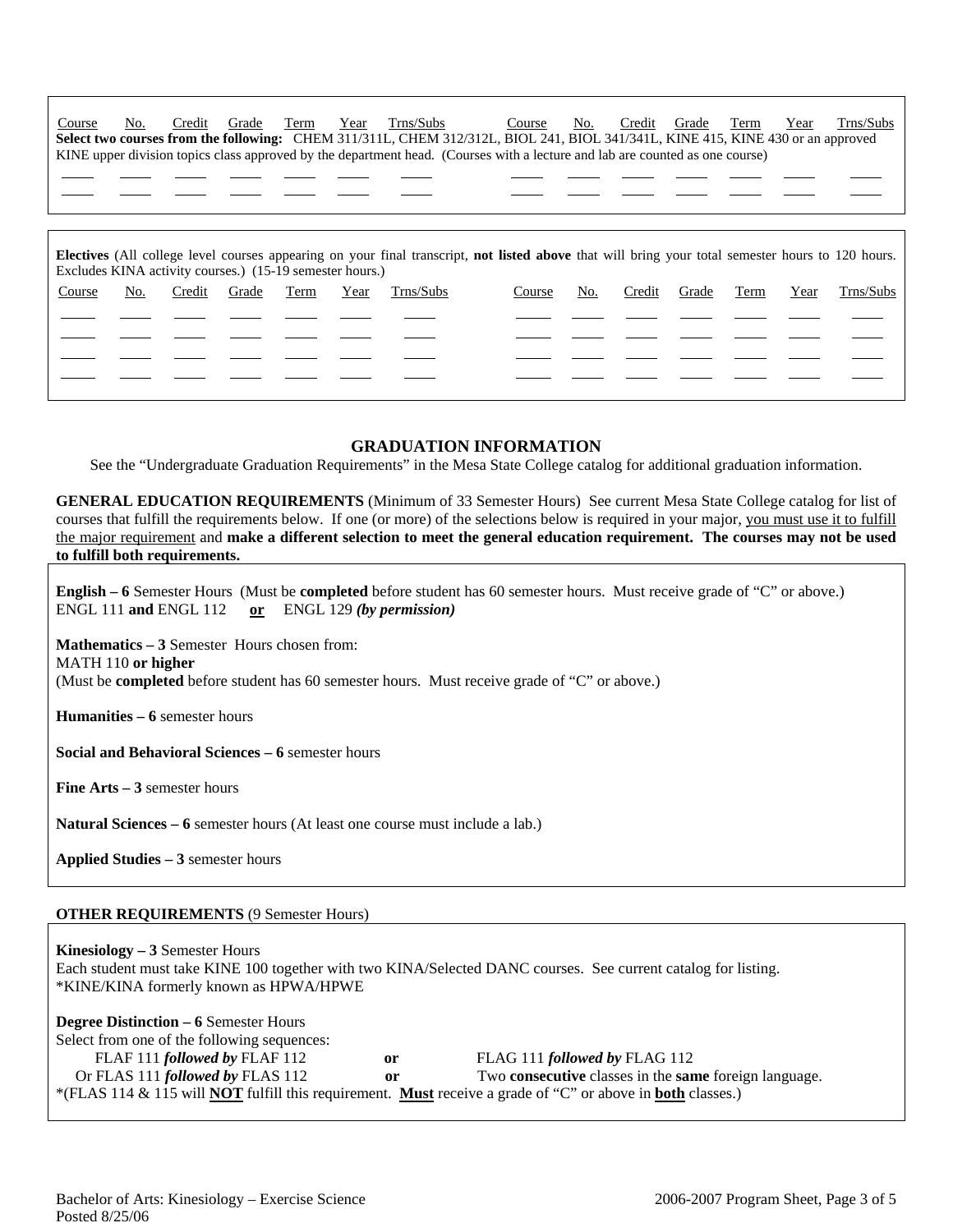| Course | No. | Credit | Grade | Term | Year | Trns/Subs | Course | No. | Credit | Grade | Term | Year | Trns/Subs |
|---|---|---|---|---|---|---|---|---|---|---|---|---|---|

**Select two courses from the following:** CHEM 311/311L, CHEM 312/312L, BIOL 241, BIOL 341/341L, KINE 415, KINE 430 or an approved KINE upper division topics class approved by the department head. (Courses with a lecture and lab are counted as one course)

| | | | | | | | | | | | | | |
|---|---|---|---|---|---|---|---|---|---|---|---|---|---|
| | | | | | | | | | | | | | |
| | | | | | | | | | | | | | |

**Electives** (All college level courses appearing on your final transcript, **not listed above** that will bring your total semester hours to 120 hours. Excludes KINA activity courses.) (15-19 semester hours.)

| Course | No. | Credit | Grade | Term | Year | Trns/Subs | Course | No. | Credit | Grade | Term | Year | Trns/Subs |
|---|---|---|---|---|---|---|---|---|---|---|---|---|---|
| | | | | | | | | | | | | | |
| | | | | | | | | | | | | | |
| | | | | | | | | | | | | | |
| | | | | | | | | | | | | | |

## GRADUATION INFORMATION

See the "Undergraduate Graduation Requirements" in the Mesa State College catalog for additional graduation information.

**GENERAL EDUCATION REQUIREMENTS** (Minimum of 33 Semester Hours) See current Mesa State College catalog for list of courses that fulfill the requirements below. If one (or more) of the selections below is required in your major, you must use it to fulfill the major requirement and **make a different selection to meet the general education requirement. The courses may not be used to fulfill both requirements.**

**English – 6** Semester Hours (Must be **completed** before student has 60 semester hours. Must receive grade of "C" or above.)
ENGL 111 **and** ENGL 112 **or** ENGL 129 ***(by permission)***

**Mathematics – 3** Semester Hours chosen from:
MATH 110 **or higher**
(Must be **completed** before student has 60 semester hours. Must receive grade of "C" or above.)

**Humanities – 6** semester hours

**Social and Behavioral Sciences – 6** semester hours

**Fine Arts – 3** semester hours

**Natural Sciences – 6** semester hours (At least one course must include a lab.)

**Applied Studies – 3** semester hours

**OTHER REQUIREMENTS** (9 Semester Hours)

**Kinesiology – 3** Semester Hours
Each student must take KINE 100 together with two KINA/Selected DANC courses. See current catalog for listing.
*KINE/KINA formerly known as HPWA/HPWE

**Degree Distinction – 6** Semester Hours
Select from one of the following sequences:
FLAF 111 ***followed by*** FLAF 112 **or** FLAG 111 ***followed by*** FLAG 112
Or FLAS 111 ***followed by*** FLAS 112 **or** Two **consecutive** classes in the **same** foreign language.
*(FLAS 114 & 115 will **NOT** fulfill this requirement. **Must** receive a grade of "C" or above in **both** classes.)

Bachelor of Arts: Kinesiology – Exercise Science
Posted 8/25/06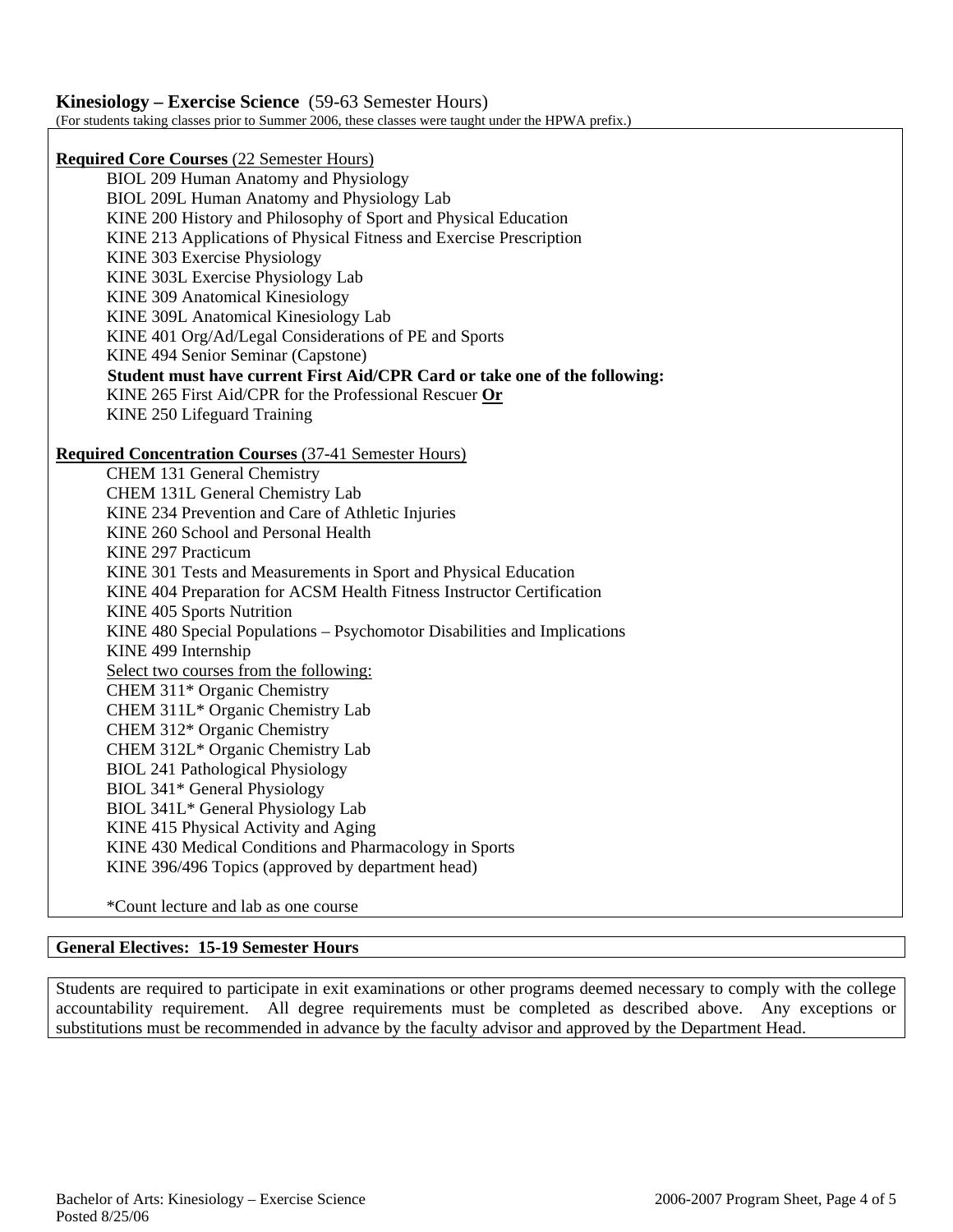## Kinesiology – Exercise Science (59-63 Semester Hours)

(For students taking classes prior to Summer 2006, these classes were taught under the HPWA prefix.)

**Required Core Courses** (22 Semester Hours)

- BIOL 209 Human Anatomy and Physiology
- BIOL 209L Human Anatomy and Physiology Lab
- KINE 200 History and Philosophy of Sport and Physical Education
- KINE 213 Applications of Physical Fitness and Exercise Prescription
- KINE 303 Exercise Physiology
- KINE 303L Exercise Physiology Lab
- KINE 309 Anatomical Kinesiology
- KINE 309L Anatomical Kinesiology Lab
- KINE 401 Org/Ad/Legal Considerations of PE and Sports
- KINE 494 Senior Seminar (Capstone)

**Student must have current First Aid/CPR Card or take one of the following:**

- KINE 265 First Aid/CPR for the Professional Rescuer **Or**
- KINE 250 Lifeguard Training

**Required Concentration Courses** (37-41 Semester Hours)

- CHEM 131 General Chemistry
- CHEM 131L General Chemistry Lab
- KINE 234 Prevention and Care of Athletic Injuries
- KINE 260 School and Personal Health
- KINE 297 Practicum
- KINE 301 Tests and Measurements in Sport and Physical Education
- KINE 404 Preparation for ACSM Health Fitness Instructor Certification
- KINE 405 Sports Nutrition
- KINE 480 Special Populations – Psychomotor Disabilities and Implications
- KINE 499 Internship

Select two courses from the following:

- CHEM 311* Organic Chemistry
- CHEM 311L* Organic Chemistry Lab
- CHEM 312* Organic Chemistry
- CHEM 312L* Organic Chemistry Lab
- BIOL 241 Pathological Physiology
- BIOL 341* General Physiology
- BIOL 341L* General Physiology Lab
- KINE 415 Physical Activity and Aging
- KINE 430 Medical Conditions and Pharmacology in Sports
- KINE 396/496 Topics (approved by department head)

*Count lecture and lab as one course

**General Electives: 15-19 Semester Hours**

Students are required to participate in exit examinations or other programs deemed necessary to comply with the college accountability requirement. All degree requirements must be completed as described above. Any exceptions or substitutions must be recommended in advance by the faculty advisor and approved by the Department Head.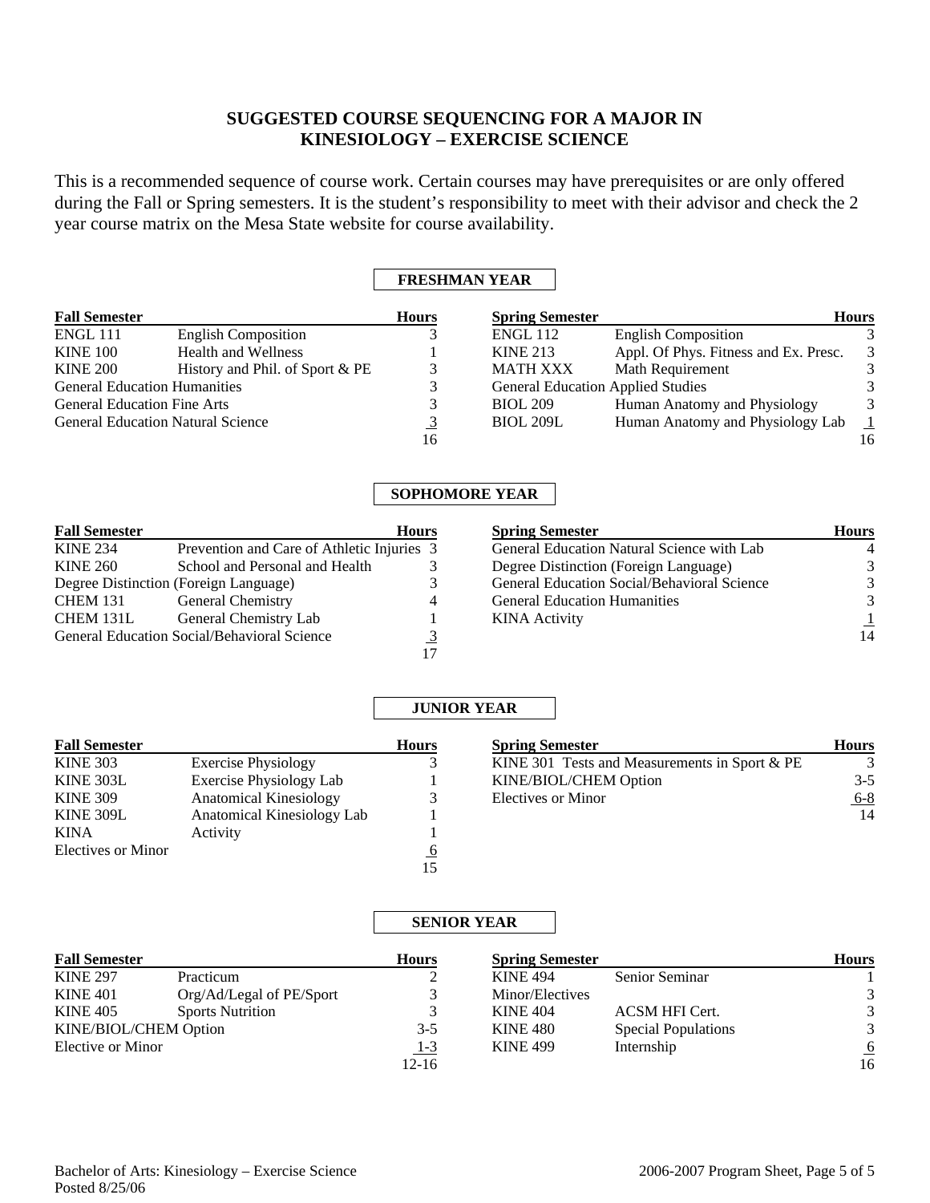# SUGGESTED COURSE SEQUENCING FOR A MAJOR IN KINESIOLOGY – EXERCISE SCIENCE

This is a recommended sequence of course work. Certain courses may have prerequisites or are only offered during the Fall or Spring semesters. It is the student's responsibility to meet with their advisor and check the 2 year course matrix on the Mesa State website for course availability.

## FRESHMAN YEAR

| Fall Semester | | Hours |
|---|---|---|
| ENGL 111 | English Composition | 3 |
| KINE 100 | Health and Wellness | 1 |
| KINE 200 | History and Phil. of Sport & PE | 3 |
| General Education Humanities | | 3 |
| General Education Fine Arts | | 3 |
| General Education Natural Science | | 3 |
| | | 16 |

| Spring Semester | | Hours |
|---|---|---|
| ENGL 112 | English Composition | 3 |
| KINE 213 | Appl. Of Phys. Fitness and Ex. Presc. | 3 |
| MATH XXX | Math Requirement | 3 |
| General Education Applied Studies | | 3 |
| BIOL 209 | Human Anatomy and Physiology | 3 |
| BIOL 209L | Human Anatomy and Physiology Lab | 1 |
| | | 16 |

## SOPHOMORE YEAR

| Fall Semester | | Hours |
|---|---|---|
| KINE 234 | Prevention and Care of Athletic Injuries | 3 |
| KINE 260 | School and Personal and Health | 3 |
| Degree Distinction (Foreign Language) | | 3 |
| CHEM 131 | General Chemistry | 4 |
| CHEM 131L | General Chemistry Lab | 1 |
| General Education Social/Behavioral Science | | 3 |
| | | 17 |

| Spring Semester | Hours |
|---|---|
| General Education Natural Science with Lab | 4 |
| Degree Distinction (Foreign Language) | 3 |
| General Education Social/Behavioral Science | 3 |
| General Education Humanities | 3 |
| KINA Activity | 1 |
| | 14 |

## JUNIOR YEAR

| Fall Semester | | Hours |
|---|---|---|
| KINE 303 | Exercise Physiology | 3 |
| KINE 303L | Exercise Physiology Lab | 1 |
| KINE 309 | Anatomical Kinesiology | 3 |
| KINE 309L | Anatomical Kinesiology Lab | 1 |
| KINA | Activity | 1 |
| Electives or Minor | | 6 |
| | | 15 |

| Spring Semester | Hours |
|---|---|
| KINE 301 Tests and Measurements in Sport & PE | 3 |
| KINE/BIOL/CHEM Option | 3-5 |
| Electives or Minor | 6-8 |
| | 14 |

## SENIOR YEAR

| Fall Semester | | Hours |
|---|---|---|
| KINE 297 | Practicum | 2 |
| KINE 401 | Org/Ad/Legal of PE/Sport | 3 |
| KINE 405 | Sports Nutrition | 3 |
| KINE/BIOL/CHEM Option | | 3-5 |
| Elective or Minor | | 1-3 |
| | | 12-16 |

| Spring Semester | | Hours |
|---|---|---|
| KINE 494 | Senior Seminar | 1 |
| Minor/Electives | | 3 |
| KINE 404 | ACSM HFI Cert. | 3 |
| KINE 480 | Special Populations | 3 |
| KINE 499 | Internship | 6 |
| | | 16 |

Bachelor of Arts: Kinesiology – Exercise Science
Posted 8/25/06